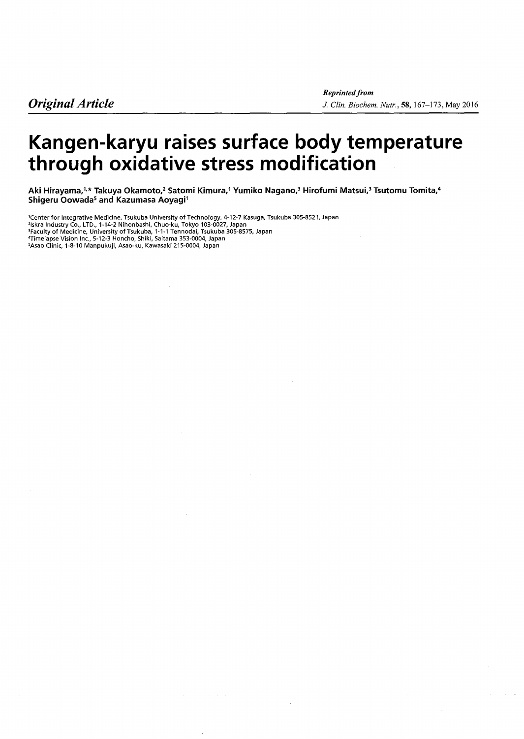*Original Article*

*Reprinted from*
*J. Clin. Biochem. Nutr.*, **58**, 167–173, May 2016

# Kangen-karyu raises surface body temperature through oxidative stress modification

**Aki Hirayama,[1,*] Takuya Okamoto,[2] Satomi Kimura,[1] Yumiko Nagano,[3] Hirofumi Matsui,[3] Tsutomu Tomita,[4] Shigeru Oowada[5] and Kazumasa Aoyagi[1]**

[1]Center for Integrative Medicine, Tsukuba University of Technology, 4-12-7 Kasuga, Tsukuba 305-8521, Japan
[2]Iskra Industry Co., LTD., 1-14-2 Nihonbashi, Chuo-ku, Tokyo 103-0027, Japan
[3]Faculty of Medicine, University of Tsukuba, 1-1-1 Tennodai, Tsukuba 305-8575, Japan
[4]Timelapse Vision Inc., 5-12-3 Honcho, Shiki, Saitama 353-0004, Japan
[5]Asao Clinic, 1-8-10 Manpukuji, Asao-ku, Kawasaki 215-0004, Japan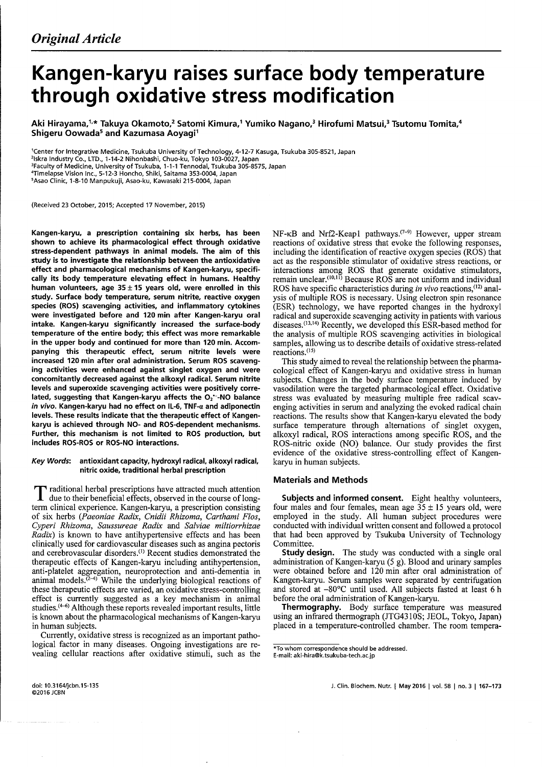*Original Article*

# Kangen-karyu raises surface body temperature through oxidative stress modification

**Aki Hirayama,[1,*] Takuya Okamoto,[2] Satomi Kimura,[1] Yumiko Nagano,[3] Hirofumi Matsui,[3] Tsutomu Tomita,[4] Shigeru Oowada[5] and Kazumasa Aoyagi[1]**

[1]Center for Integrative Medicine, Tsukuba University of Technology, 4-12-7 Kasuga, Tsukuba 305-8521, Japan
[2]Iskra Industry Co., LTD., 1-14-2 Nihonbashi, Chuo-ku, Tokyo 103-0027, Japan
[3]Faculty of Medicine, University of Tsukuba, 1-1-1 Tennodai, Tsukuba 305-8575, Japan
[4]Timelapse Vision Inc., 5-12-3 Honcho, Shiki, Saitama 353-0004, Japan
[5]Asao Clinic, 1-8-10 Manpukuji, Asao-ku, Kawasaki 215-0004, Japan

(Received 23 October, 2015; Accepted 17 November, 2015)

**Kangen-karyu, a prescription containing six herbs, has been shown to achieve its pharmacological effect through oxidative stress-dependent pathways in animal models. The aim of this study is to investigate the relationship between the antioxidative effect and pharmacological mechanisms of Kangen-karyu, specifically its body temperature elevating effect in humans. Healthy human volunteers, age 35 ± 15 years old, were enrolled in this study. Surface body temperature, serum nitrite, reactive oxygen species (ROS) scavenging activities, and inflammatory cytokines were investigated before and 120 min after Kangen-karyu oral intake. Kangen-karyu significantly increased the surface-body temperature of the entire body; this effect was more remarkable in the upper body and continued for more than 120 min. Accompanying this therapeutic effect, serum nitrite levels were increased 120 min after oral administration. Serum ROS scavenging activities were enhanced against singlet oxygen and were concomitantly decreased against the alkoxyl radical. Serum nitrite levels and superoxide scavenging activities were positively correlated, suggesting that Kangen-karyu affects the $O_2^{\bullet-}$-NO balance *in vivo*. Kangen-karyu had no effect on IL-6, TNF-α and adiponectin levels. These results indicate that the therapeutic effect of Kangen-karyu is achieved through NO- and ROS-dependent mechanisms. Further, this mechanism is not limited to ROS production, but includes ROS-ROS or ROS-NO interactions.**

***Key Words*:** **antioxidant capacity, hydroxyl radical, alkoxyl radical, nitric oxide, traditional herbal prescription**

Traditional herbal prescriptions have attracted much attention due to their beneficial effects, observed in the course of long-term clinical experience. Kangen-karyu, a prescription consisting of six herbs (*Paeoniae Radix*, *Cnidii Rhizoma*, *Carthami Flos*, *Cyperi Rhizoma*, *Saussureae Radix* and *Salviae miltiorrhizae Radix*) is known to have antihypertensive effects and has been clinically used for cardiovascular diseases such as angina pectoris and cerebrovascular disorders.[1] Recent studies demonstrated the therapeutic effects of Kangen-karyu including antihypertension, anti-platelet aggregation, neuroprotection and anti-dementia in animal models.[2–4] While the underlying biological reactions of these therapeutic effects are varied, an oxidative stress-controlling effect is currently suggested as a key mechanism in animal studies.[4–6] Although these reports revealed important results, little is known about the pharmacological mechanisms of Kangen-karyu in human subjects.

Currently, oxidative stress is recognized as an important pathological factor in many diseases. Ongoing investigations are revealing cellular reactions after oxidative stimuli, such as the NF-κB and Nrf2-Keap1 pathways.[7–9] However, upper stream reactions of oxidative stress that evoke the following responses, including the identification of reactive oxygen species (ROS) that act as the responsible stimulator of oxidative stress reactions, or interactions among ROS that generate oxidative stimulators, remain unclear.[10,11] Because ROS are not uniform and individual ROS have specific characteristics during *in vivo* reactions,[12] analysis of multiple ROS is necessary. Using electron spin resonance (ESR) technology, we have reported changes in the hydroxyl radical and superoxide scavenging activity in patients with various diseases.[13,14] Recently, we developed this ESR-based method for the analysis of multiple ROS scavenging activities in biological samples, allowing us to describe details of oxidative stress-related reactions.[15]

This study aimed to reveal the relationship between the pharmacological effect of Kangen-karyu and oxidative stress in human subjects. Changes in the body surface temperature induced by vasodilation were the targeted pharmacological effect. Oxidative stress was evaluated by measuring multiple free radical scavenging activities in serum and analyzing the evoked radical chain reactions. The results show that Kangen-karyu elevated the body surface temperature through alternations of singlet oxygen, alkoxyl radical, ROS interactions among specific ROS, and the ROS-nitric oxide (NO) balance. Our study provides the first evidence of the oxidative stress-controlling effect of Kangen-karyu in human subjects.

## Materials and Methods

**Subjects and informed consent.** Eight healthy volunteers, four males and four females, mean age 35 ± 15 years old, were employed in the study. All human subject procedures were conducted with individual written consent and followed a protocol that had been approved by Tsukuba University of Technology Committee.

**Study design.** The study was conducted with a single oral administration of Kangen-karyu (5 g). Blood and urinary samples were obtained before and 120 min after oral administration of Kangen-karyu. Serum samples were separated by centrifugation and stored at −80°C until used. All subjects fasted at least 6 h before the oral administration of Kangen-karyu.

**Thermography.** Body surface temperature was measured using an infrared thermograph (JTG4310S; JEOL, Tokyo, Japan) placed in a temperature-controlled chamber. The room tempera-

*To whom correspondence should be addressed.
E-mail: aki-hira@k.tsukuba-tech.ac.jp

doi: 10.3164/jcbn.15-135
©2016 JCBN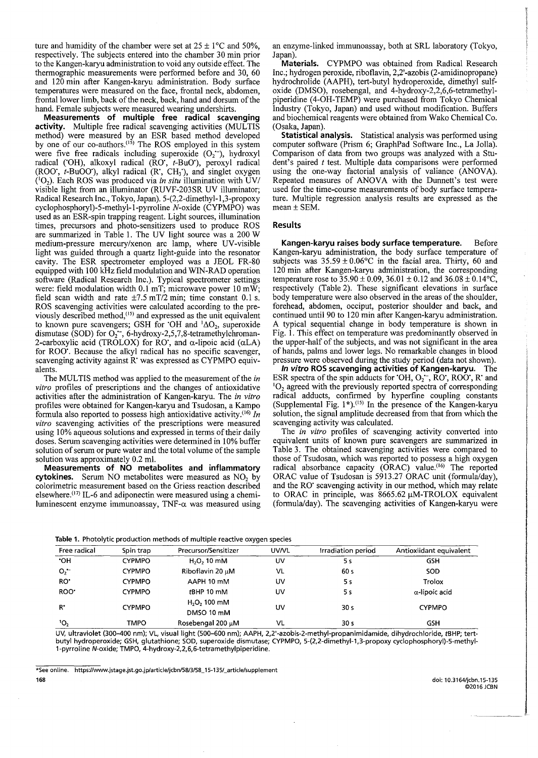ture and humidity of the chamber were set at 25 ± 1°C and 50%, respectively. The subjects entered into the chamber 30 min prior to the Kangen-karyu administration to void any outside effect. The thermographic measurements were performed before and 30, 60 and 120 min after Kangen-karyu administration. Body surface temperatures were measured on the face, frontal neck, abdomen, frontal lower limb, back of the neck, back, hand and dorsum of the hand. Female subjects were measured wearing undershirts.

**Measurements of multiple free radical scavenging activity.** Multiple free radical scavenging activities (MULTIS method) were measured by an ESR based method developed by one of our co-authors.[15] The ROS employed in this system were five free radicals including superoxide ($O_2^{\bullet-}$), hydroxyl radical ($^{\bullet}OH$), alkoxyl radical ($RO^{\bullet}$, $t$-$BuO^{\bullet}$), peroxyl radical ($ROO^{\bullet}$, $t$-$BuOO^{\bullet}$), alkyl radical ($R^{\bullet}$, $CH_3^{\bullet}$), and singlet oxygen ($^1O_2$). Each ROS was produced via *in situ* illumination with UV/visible light from an illuminator (RUVF-203SR UV illuminator; Radical Research Inc., Tokyo, Japan). 5-(2,2-dimethyl-1,3-propoxy cyclophosphoryl)-5-methyl-1-pyrroline *N*-oxide (CYPMPO) was used as an ESR-spin trapping reagent. Light sources, illumination times, precursors and photo-sensitizers used to produce ROS are summarized in Table 1. The UV light source was a 200 W medium-pressure mercury/xenon arc lamp, where UV-visible light was guided through a quartz light-guide into the resonator cavity. The ESR spectrometer employed was a JEOL FR-80 equipped with 100 kHz field modulation and WIN-RAD operation software (Radical Research Inc.). Typical spectrometer settings were: field modulation width 0.1 mT; microwave power 10 mW; field scan width and rate ±7.5 mT/2 min; time constant 0.1 s. ROS scavenging activities were calculated according to the previously described method,[15] and expressed as the unit equivalent to known pure scavengers; GSH for $^{\bullet}OH$ and $^1\Delta O_2$, superoxide dismutase (SOD) for $O_2^{\bullet-}$, 6-hydroxy-2,5,7,8-tetramethylchroman-2-carboxylic acid (TROLOX) for $RO^{\bullet}$, and α-lipoic acid (αLA) for $ROO^{\bullet}$. Because the alkyl radical has no specific scavenger, scavenging activity against $R^{\bullet}$ was expressed as CYPMPO equivalents.

The MULTIS method was applied to the measurement of the *in vitro* profiles of prescriptions and the changes of antioxidative activities after the administration of Kangen-karyu. The *in vitro* profiles were obtained for Kangen-karyu and Tsudosan, a Kampo formula also reported to possess high antioxidative activity.[16] *In vitro* scavenging activities of the prescriptions were measured using 10% aqueous solutions and expressed in terms of their daily doses. Serum scavenging activities were determined in 10% buffer solution of serum or pure water and the total volume of the sample solution was approximately 0.2 ml.

**Measurements of NO metabolites and inflammatory cytokines.** Serum NO metabolites were measured as $NO_2$ by colorimetric measurement based on the Griess reaction described elsewhere.[17] IL-6 and adiponectin were measured using a chemiluminescent enzyme immunoassay, TNF-α was measured using an enzyme-linked immunoassay, both at SRL laboratory (Tokyo, Japan).

**Materials.** CYPMPO was obtained from Radical Research Inc.; hydrogen peroxide, riboflavin, 2,2'-azobis (2-amidinopropane) hydrochrolide (AAPH), tert-butyl hydroperoxide, dimethyl sulfoxide (DMSO), rosebengal, and 4-hydroxy-2,2,6,6-tetramethylpiperidine (4-OH-TEMP) were purchased from Tokyo Chemical Industry (Tokyo, Japan) and used without modification. Buffers and biochemical reagents were obtained from Wako Chemical Co. (Osaka, Japan).

**Statistical analysis.** Statistical analysis was performed using computer software (Prism 6; GraphPad Software Inc., La Jolla). Comparison of data from two groups was analyzed with a Student's paired $t$ test. Multiple data comparisons were performed using the one-way factorial analysis of valiance (ANOVA). Repeated measures of ANOVA with the Dunnett's test were used for the time-course measurements of body surface temperature. Multiple regression analysis results are expressed as the mean ± SEM.

## Results

**Kangen-karyu raises body surface temperature.** Before Kangen-karyu administration, the body surface temperature of subjects was 35.59 ± 0.06°C in the facial area. Thirty, 60 and 120 min after Kangen-karyu administration, the corresponding temperature rose to 35.90 ± 0.09, 36.01 ± 0.12 and 36.08 ± 0.14°C, respectively (Table 2). These significant elevations in surface body temperature were also observed in the areas of the shoulder, forehead, abdomen, occiput, posterior shoulder and back, and continued until 90 to 120 min after Kangen-karyu administration. A typical sequential change in body temperature is shown in Fig. 1. This effect on temperature was predominantly observed in the upper-half of the subjects, and was not significant in the area of hands, palms and lower legs. No remarkable changes in blood pressure were observed during the study period (data not shown).

***In vitro* ROS scavenging activities of Kangen-karyu.** The ESR spectra of the spin adducts for $^{\bullet}OH$, $O_2^{\bullet-}$, $RO^{\bullet}$, $ROO^{\bullet}$, $R^{\bullet}$ and $^1O_2$ agreed with the previously reported spectra of corresponding radical adducts, confirmed by hyperfine coupling constants (Supplemental Fig. 1*).[15] In the presence of the Kangen-karyu solution, the signal amplitude decreased from that from which the scavenging activity was calculated.

The *in vitro* profiles of scavenging activity converted into equivalent units of known pure scavengers are summarized in Table 3. The obtained scavenging activities were compared to those of Tsudosan, which was reported to possess a high oxygen radical absorbance capacity (ORAC) value.[16] The reported ORAC value of Tsudosan is 5913.27 ORAC unit (formula/day), and the $RO^{\bullet}$ scavenging activity in our method, which may relate to ORAC in principle, was 8665.62 μM-TROLOX equivalent (formula/day). The scavenging activities of Kangen-karyu were

**Table 1.** Photolytic production methods of multiple reactive oxygen species

| Free radical | Spin trap | Precursor/Sensitizer | UV/VL | Irradiation period | Antioxiidant equivalent |
|---|---|---|---|---|---|
| $^{\bullet}OH$ | CYPMPO | $H_2O_2$ 10 mM | UV | 5 s | GSH |
| $O_2^{\bullet-}$ | CYPMPO | Riboflavin 20 μM | VL | 60 s | SOD |
| $RO^{\bullet}$ | CYPMPO | AAPH 10 mM | UV | 5 s | Trolox |
| $ROO^{\bullet}$ | CYPMPO | tBHP 10 mM | UV | 5 s | α-lipoic acid |
| $R^{\bullet}$ | CYPMPO | $H_2O_2$ 100 mM<br>DMSO 10 mM | UV | 30 s | CYPMPO |
| $^1O_2$ | TMPO | Rosebengal 200 μM | VL | 30 s | GSH |

UV, ultraviolet (300–400 nm); VL, visual light (500–600 nm); AAPH, 2,2'-azobis-2-methyl-propanimidamide, dihydrochloride, tBHP; tert-butyl hydroperoxide; GSH, glutathione; SOD, superoxide dismutase; CYPMPO, 5-(2,2-dimethyl-1,3-propoxy cyclophosphoryl)-5-methyl-1-pyrroline N-oxide; TMPO, 4-hydroxy-2,2,6,6-tetramethylpiperidine.

*See online. https://www.jstage.jst.go.jp/article/jcbn/58/3/58_15-135/_article/supplement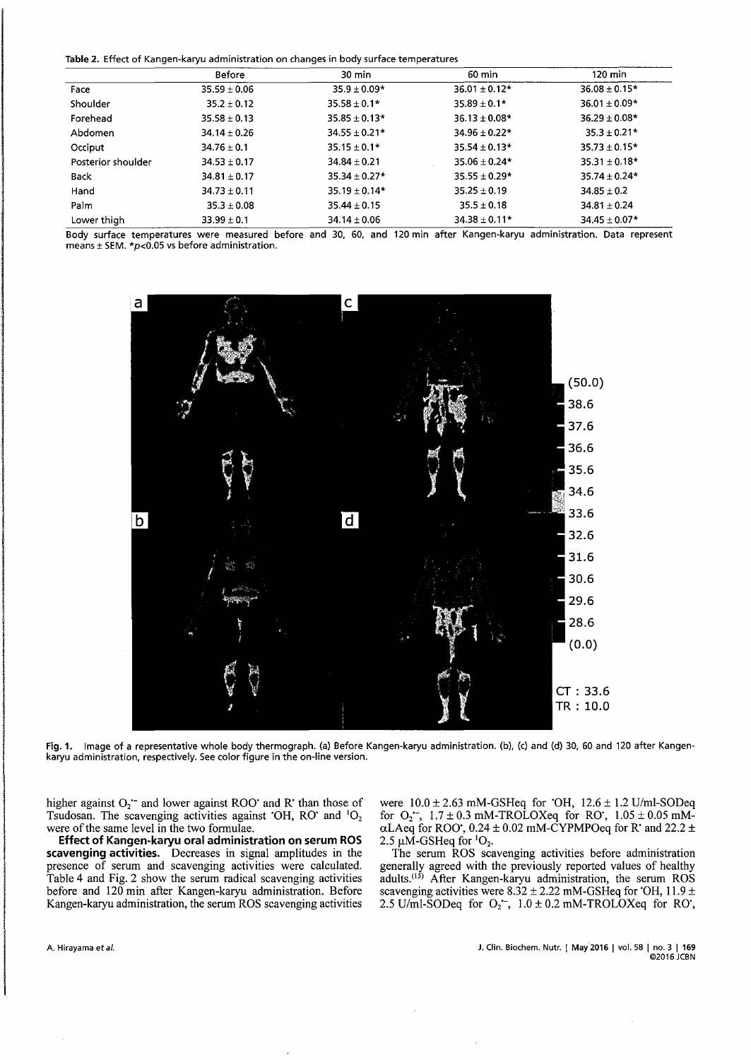**Table 2.** Effect of Kangen-karyu administration on changes in body surface temperatures

| | Before | 30 min | 60 min | 120 min |
|---|---|---|---|---|
| Face | 35.59 ± 0.06 | 35.9 ± 0.09* | 36.01 ± 0.12* | 36.08 ± 0.15* |
| Shoulder | 35.2 ± 0.12 | 35.58 ± 0.1* | 35.89 ± 0.1* | 36.01 ± 0.09* |
| Forehead | 35.58 ± 0.13 | 35.85 ± 0.13* | 36.13 ± 0.08* | 36.29 ± 0.08* |
| Abdomen | 34.14 ± 0.26 | 34.55 ± 0.21* | 34.96 ± 0.22* | 35.3 ± 0.21* |
| Occiput | 34.76 ± 0.1 | 35.15 ± 0.1* | 35.54 ± 0.13* | 35.73 ± 0.15* |
| Posterior shoulder | 34.53 ± 0.17 | 34.84 ± 0.21 | 35.06 ± 0.24* | 35.31 ± 0.18* |
| Back | 34.81 ± 0.17 | 35.34 ± 0.27* | 35.55 ± 0.29* | 35.74 ± 0.24* |
| Hand | 34.73 ± 0.11 | 35.19 ± 0.14* | 35.25 ± 0.19 | 34.85 ± 0.2 |
| Palm | 35.3 ± 0.08 | 35.44 ± 0.15 | 35.5 ± 0.18 | 34.81 ± 0.24 |
| Lower thigh | 33.99 ± 0.1 | 34.14 ± 0.06 | 34.38 ± 0.11* | 34.45 ± 0.07* |

Body surface temperatures were measured before and 30, 60, and 120 min after Kangen-karyu administration. Data represent means ± SEM. *$p<0.05$ vs before administration.

**Fig. 1.** Image of a representative whole body thermograph. (a) Before Kangen-karyu administration. (b), (c) and (d) 30, 60 and 120 after Kangen-karyu administration, respectively. See color figure in the on-line version.

higher against $O_2^{\bullet-}$ and lower against ROO$^\bullet$ and R$^\bullet$ than those of Tsudosan. The scavenging activities against $^\bullet$OH, RO$^\bullet$ and $^1O_2$ were of the same level in the two formulae.

**Effect of Kangen-karyu oral administration on serum ROS scavenging activities.** Decreases in signal amplitudes in the presence of serum and scavenging activities were calculated. Table 4 and Fig. 2 show the serum radical scavenging activities before and 120 min after Kangen-karyu administration. Before Kangen-karyu administration, the serum ROS scavenging activities were 10.0 ± 2.63 mM-GSHeq for $^\bullet$OH, 12.6 ± 1.2 U/ml-SODeq for $O_2^{\bullet-}$, 1.7 ± 0.3 mM-TROLOXeq for RO$^\bullet$, 1.05 ± 0.05 mM-αLAeq for ROO$^\bullet$, 0.24 ± 0.02 mM-CYPMPOeq for R$^\bullet$ and 22.2 ± 2.5 μM-GSHeq for $^1O_2$.

The serum ROS scavenging activities before administration generally agreed with the previously reported values of healthy adults.[15] After Kangen-karyu administration, the serum ROS scavenging activities were 8.32 ± 2.22 mM-GSHeq for $^\bullet$OH, 11.9 ± 2.5 U/ml-SODeq for $O_2^{\bullet-}$, 1.0 ± 0.2 mM-TROLOXeq for RO$^\bullet$,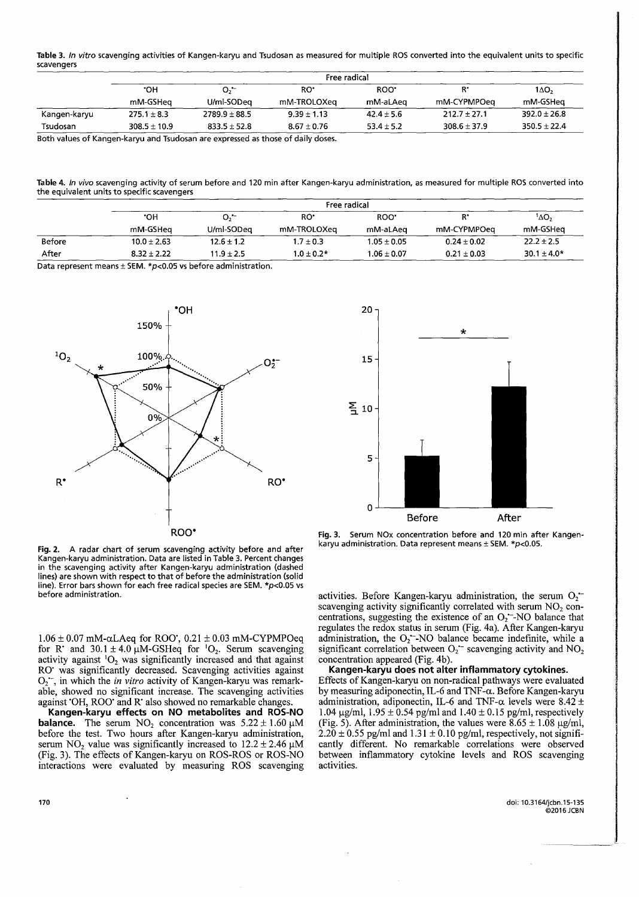**Table 3.** *In vitro* scavenging activities of Kangen-karyu and Tsudosan as measured for multiple ROS converted into the equivalent units to specific scavengers

| | Free radical | | | | | |
|---|---|---|---|---|---|---|
| | $^{\bullet}OH$ | $O_2^{\bullet-}$ | $RO^{\bullet}$ | $ROO^{\bullet}$ | $R^{\bullet}$ | $^{1}\Delta O_2$ |
| | mM-GSHeq | U/ml-SODeq | mM-TROLOXeq | mM-aLAeq | mM-CYPMPOeq | mM-GSHeq |
| Kangen-karyu | 275.1 ± 8.3 | 2789.9 ± 88.5 | 9.39 ± 1.13 | 42.4 ± 5.6 | 212.7 ± 27.1 | 392.0 ± 26.8 |
| Tsudosan | 308.5 ± 10.9 | 833.5 ± 52.8 | 8.67 ± 0.76 | 53.4 ± 5.2 | 308.6 ± 37.9 | 350.5 ± 22.4 |

Both values of Kangen-karyu and Tsudosan are expressed as those of daily doses.

**Table 4.** *In vivo* scavenging activity of serum before and 120 min after Kangen-karyu administration, as measured for multiple ROS converted into the equivalent units to specific scavengers

| | Free radical | | | | | |
|---|---|---|---|---|---|---|
| | $^{\bullet}OH$ | $O_2^{\bullet-}$ | $RO^{\bullet}$ | $ROO^{\bullet}$ | $R^{\bullet}$ | $^{1}\Delta O_2$ |
| | mM-GSHeq | U/ml-SODeq | mM-TROLOXeq | mM-aLAeq | mM-CYPMPOeq | mM-GSHeq |
| Before | 10.0 ± 2.63 | 12.6 ± 1.2 | 1.7 ± 0.3 | 1.05 ± 0.05 | 0.24 ± 0.02 | 22.2 ± 2.5 |
| After | 8.32 ± 2.22 | 11.9 ± 2.5 | 1.0 ± 0.2* | 1.06 ± 0.07 | 0.21 ± 0.03 | 30.1 ± 4.0* |

Data represent means ± SEM. *$p<0.05$ vs before administration.

**Fig. 2.** A radar chart of serum scavenging activity before and after Kangen-karyu administration. Data are listed in Table 3. Percent changes in the scavenging activity after Kangen-karyu administration (dashed lines) are shown with respect to that of before the administration (solid line). Error bars shown for each free radical species are SEM. *$p<0.05$ vs before administration.

**Fig. 3.** Serum NOx concentration before and 120 min after Kangen-karyu administration. Data represent means ± SEM. *$p<0.05$.

1.06 ± 0.07 mM-αLAeq for $ROO^{\bullet}$, 0.21 ± 0.03 mM-CYPMPOeq for $R^{\bullet}$ and 30.1 ± 4.0 μM-GSHeq for $^{1}O_2$. Serum scavenging activity against $^{1}O_2$ was significantly increased and that against $RO^{\bullet}$ was significantly decreased. Scavenging activities against $O_2^{\bullet-}$, in which the *in vitro* activity of Kangen-karyu was remarkable, showed no significant increase. The scavenging activities against $^{\bullet}OH$, $ROO^{\bullet}$ and $R^{\bullet}$ also showed no remarkable changes.

**Kangen-karyu effects on NO metabolites and ROS-NO balance.** The serum $NO_2$ concentration was 5.22 ± 1.60 μM before the test. Two hours after Kangen-karyu administration, serum $NO_2$ value was significantly increased to 12.2 ± 2.46 μM (Fig. 3). The effects of Kangen-karyu on ROS-ROS or ROS-NO interactions were evaluated by measuring ROS scavenging activities. Before Kangen-karyu administration, the serum $O_2^{\bullet-}$ scavenging activity significantly correlated with serum $NO_2$ concentrations, suggesting the existence of an $O_2^{\bullet-}$-NO balance that regulates the redox status in serum (Fig. 4a). After Kangen-karyu administration, the $O_2^{\bullet-}$-NO balance became indefinite, while a significant correlation between $O_2^{\bullet-}$ scavenging activity and $NO_2$ concentration appeared (Fig. 4b).

**Kangen-karyu does not alter inflammatory cytokines.** Effects of Kangen-karyu on non-radical pathways were evaluated by measuring adiponectin, IL-6 and TNF-α. Before Kangen-karyu administration, adiponectin, IL-6 and TNF-α levels were 8.42 ± 1.04 μg/ml, 1.95 ± 0.54 pg/ml and 1.40 ± 0.15 pg/ml, respectively (Fig. 5). After administration, the values were 8.65 ± 1.08 μg/ml, 2.20 ± 0.55 pg/ml and 1.31 ± 0.10 pg/ml, respectively, not significantly different. No remarkable correlations were observed between inflammatory cytokine levels and ROS scavenging activities.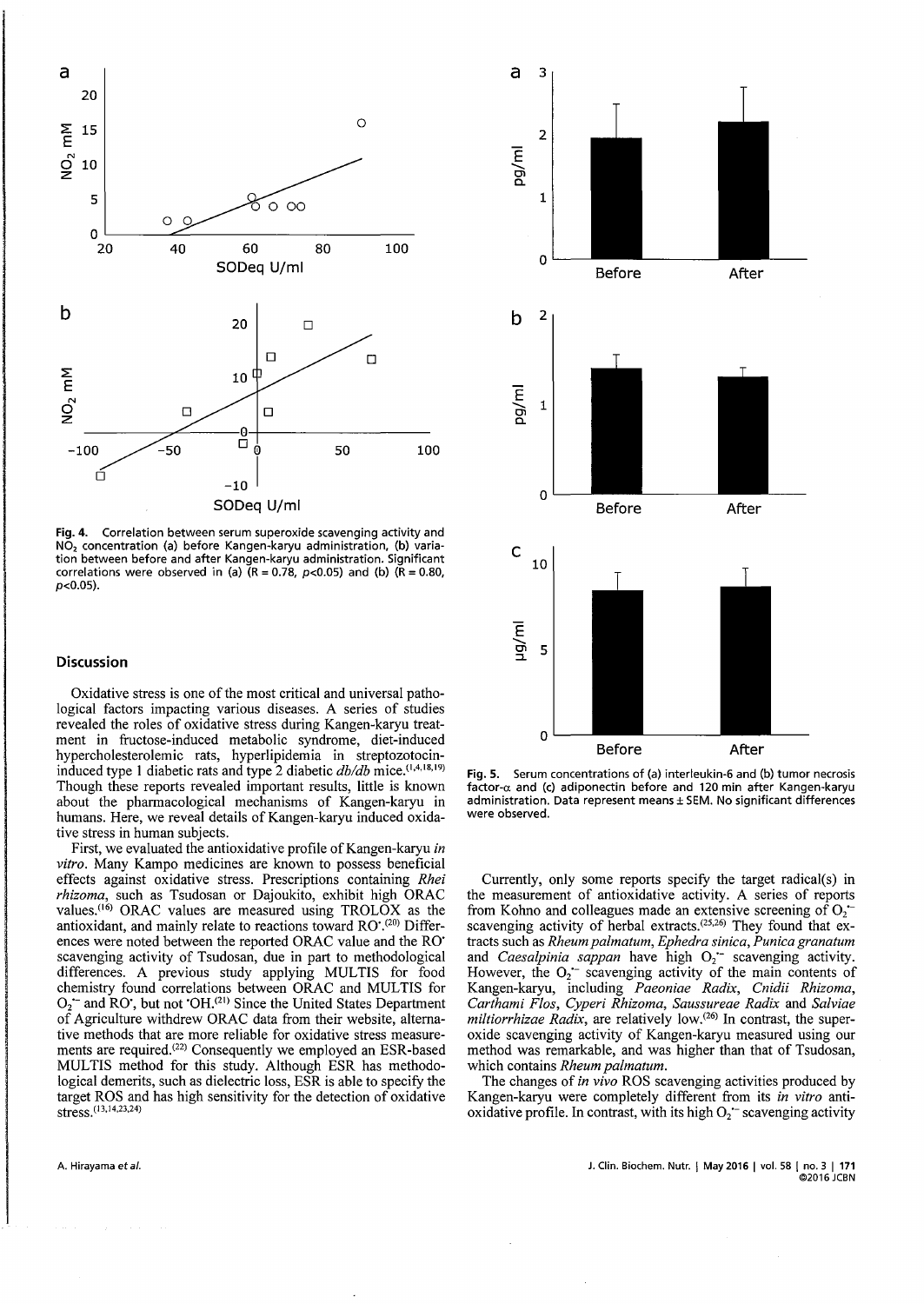Fig. 4. Correlation between serum superoxide scavenging activity and $NO_2$ concentration (a) before Kangen-karyu administration, (b) variation between before and after Kangen-karyu administration. Significant correlations were observed in (a) ($R = 0.78$, $p<0.05$) and (b) ($R = 0.80$, $p<0.05$).

## Discussion

Oxidative stress is one of the most critical and universal pathological factors impacting various diseases. A series of studies revealed the roles of oxidative stress during Kangen-karyu treatment in fructose-induced metabolic syndrome, diet-induced hypercholesterolemic rats, hyperlipidemia in streptozotocin-induced type 1 diabetic rats and type 2 diabetic *db/db* mice.[1,4,18,19] Though these reports revealed important results, little is known about the pharmacological mechanisms of Kangen-karyu in humans. Here, we reveal details of Kangen-karyu induced oxidative stress in human subjects.

First, we evaluated the antioxidative profile of Kangen-karyu *in vitro*. Many Kampo medicines are known to possess beneficial effects against oxidative stress. Prescriptions containing *Rhei rhizoma*, such as Tsudosan or Dajoukito, exhibit high ORAC values.[16] ORAC values are measured using TROLOX as the antioxidant, and mainly relate to reactions toward $RO^{\bullet}$.[20] Differences were noted between the reported ORAC value and the $RO^{\bullet}$ scavenging activity of Tsudosan, due in part to methodological differences. A previous study applying MULTIS for food chemistry found correlations between ORAC and MULTIS for $O_2^{\bullet-}$ and $RO^{\bullet}$, but not $^{\bullet}OH$.[21] Since the United States Department of Agriculture withdrew ORAC data from their website, alternative methods that are more reliable for oxidative stress measurements are required.[22] Consequently we employed an ESR-based MULTIS method for this study. Although ESR has methodological demerits, such as dielectric loss, ESR is able to specify the target ROS and has high sensitivity for the detection of oxidative stress.[13,14,23,24]

Fig. 5. Serum concentrations of (a) interleukin-6 and (b) tumor necrosis factor-α and (c) adiponectin before and 120 min after Kangen-karyu administration. Data represent means ± SEM. No significant differences were observed.

Currently, only some reports specify the target radical(s) in the measurement of antioxidative activity. A series of reports from Kohno and colleagues made an extensive screening of $O_2^{\bullet-}$ scavenging activity of herbal extracts.[25,26] They found that extracts such as *Rheum palmatum*, *Ephedra sinica*, *Punica granatum* and *Caesalpinia sappan* have high $O_2^{\bullet-}$ scavenging activity. However, the $O_2^{\bullet-}$ scavenging activity of the main contents of Kangen-karyu, including *Paeoniae Radix*, *Cnidii Rhizoma*, *Carthami Flos*, *Cyperi Rhizoma*, *Saussureae Radix* and *Salviae miltiorrhizae Radix*, are relatively low.[26] In contrast, the superoxide scavenging activity of Kangen-karyu measured using our method was remarkable, and was higher than that of Tsudosan, which contains *Rheum palmatum*.

The changes of *in vivo* ROS scavenging activities produced by Kangen-karyu were completely different from its *in vitro* antioxidative profile. In contrast, with its high $O_2^{\bullet-}$ scavenging activity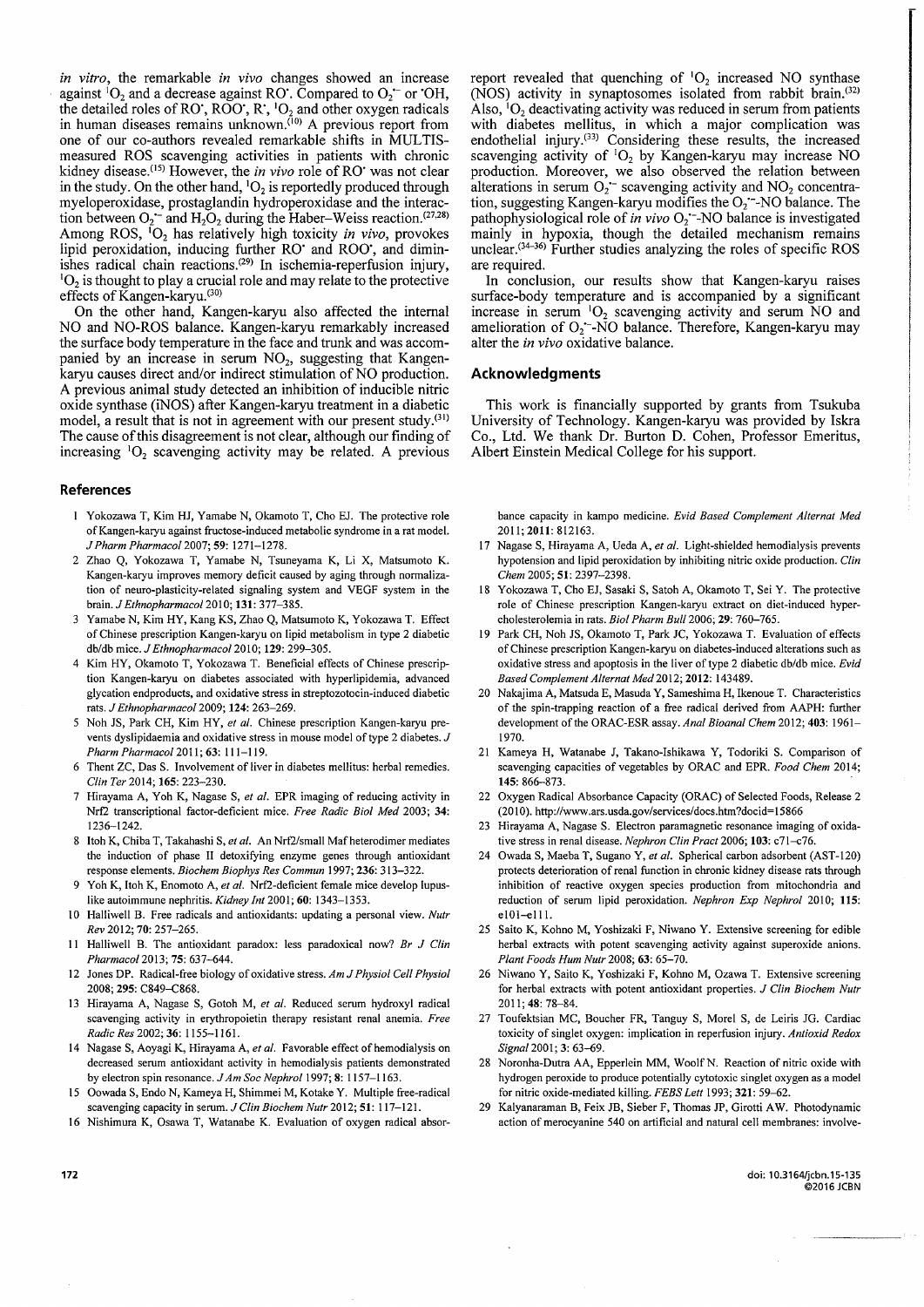*in vitro*, the remarkable *in vivo* changes showed an increase against $^1O_2$ and a decrease against RO$^•$. Compared to $O_2^{•-}$ or $^•OH$, the detailed roles of RO$^•$, ROO$^•$, R$^•$, $^1O_2$ and other oxygen radicals in human diseases remains unknown.[10] A previous report from one of our co-authors revealed remarkable shifts in MULTIS-measured ROS scavenging activities in patients with chronic kidney disease.[15] However, the *in vivo* role of RO$^•$ was not clear in the study. On the other hand, $^1O_2$ is reportedly produced through myeloperoxidase, prostaglandin hydroperoxidase and the interaction between $O_2^{•-}$ and $H_2O_2$ during the Haber–Weiss reaction.[27,28] Among ROS, $^1O_2$ has relatively high toxicity *in vivo*, provokes lipid peroxidation, inducing further RO$^•$ and ROO$^•$, and diminishes radical chain reactions.[29] In ischemia-reperfusion injury, $^1O_2$ is thought to play a crucial role and may relate to the protective effects of Kangen-karyu.[30]

On the other hand, Kangen-karyu also affected the internal NO and NO-ROS balance. Kangen-karyu remarkably increased the surface body temperature in the face and trunk and was accompanied by an increase in serum $NO_2$, suggesting that Kangen-karyu causes direct and/or indirect stimulation of NO production. A previous animal study detected an inhibition of inducible nitric oxide synthase (iNOS) after Kangen-karyu treatment in a diabetic model, a result that is not in agreement with our present study.[31] The cause of this disagreement is not clear, although our finding of increasing $^1O_2$ scavenging activity may be related. A previous report revealed that quenching of $^1O_2$ increased NO synthase (NOS) activity in synaptosomes isolated from rabbit brain.[32] Also, $^1O_2$ deactivating activity was reduced in serum from patients with diabetes mellitus, in which a major complication was endothelial injury.[33] Considering these results, the increased scavenging activity of $^1O_2$ by Kangen-karyu may increase NO production. Moreover, we also observed the relation between alterations in serum $O_2^{•-}$ scavenging activity and $NO_2$ concentration, suggesting Kangen-karyu modifies the $O_2^{•-}$-NO balance. The pathophysiological role of *in vivo* $O_2^{•-}$-NO balance is investigated mainly in hypoxia, though the detailed mechanism remains unclear.[34–36] Further studies analyzing the roles of specific ROS are required.

In conclusion, our results show that Kangen-karyu raises surface-body temperature and is accompanied by a significant increase in serum $^1O_2$ scavenging activity and serum NO and amelioration of $O_2^{•-}$-NO balance. Therefore, Kangen-karyu may alter the *in vivo* oxidative balance.

## Acknowledgments

This work is financially supported by grants from Tsukuba University of Technology. Kangen-karyu was provided by Iskra Co., Ltd. We thank Dr. Burton D. Cohen, Professor Emeritus, Albert Einstein Medical College for his support.

## References

1. Yokozawa T, Kim HJ, Yamabe N, Okamoto T, Cho EJ. The protective role of Kangen-karyu against fructose-induced metabolic syndrome in a rat model. *J Pharm Pharmacol* 2007; **59**: 1271–1278.
2. Zhao Q, Yokozawa T, Yamabe N, Tsuneyama K, Li X, Matsumoto K. Kangen-karyu improves memory deficit caused by aging through normalization of neuro-plasticity-related signaling system and VEGF system in the brain. *J Ethnopharmacol* 2010; **131**: 377–385.
3. Yamabe N, Kim HY, Kang KS, Zhao Q, Matsumoto K, Yokozawa T. Effect of Chinese prescription Kangen-karyu on lipid metabolism in type 2 diabetic db/db mice. *J Ethnopharmacol* 2010; **129**: 299–305.
4. Kim HY, Okamoto T, Yokozawa T. Beneficial effects of Chinese prescription Kangen-karyu on diabetes associated with hyperlipidemia, advanced glycation endproducts, and oxidative stress in streptozotocin-induced diabetic rats. *J Ethnopharmacol* 2009; **124**: 263–269.
5. Noh JS, Park CH, Kim HY, *et al*. Chinese prescription Kangen-karyu prevents dyslipidaemia and oxidative stress in mouse model of type 2 diabetes. *J Pharm Pharmacol* 2011; **63**: 111–119.
6. Thent ZC, Das S. Involvement of liver in diabetes mellitus: herbal remedies. *Clin Ter* 2014; **165**: 223–230.
7. Hirayama A, Yoh K, Nagase S, *et al*. EPR imaging of reducing activity in Nrf2 transcriptional factor-deficient mice. *Free Radic Biol Med* 2003; **34**: 1236–1242.
8. Itoh K, Chiba T, Takahashi S, *et al*. An Nrf2/small Maf heterodimer mediates the induction of phase II detoxifying enzyme genes through antioxidant response elements. *Biochem Biophys Res Commun* 1997; **236**: 313–322.
9. Yoh K, Itoh K, Enomoto A, *et al*. Nrf2-deficient female mice develop lupus-like autoimmune nephritis. *Kidney Int* 2001; **60**: 1343–1353.
10. Halliwell B. Free radicals and antioxidants: updating a personal view. *Nutr Rev* 2012; **70**: 257–265.
11. Halliwell B. The antioxidant paradox: less paradoxical now? *Br J Clin Pharmacol* 2013; **75**: 637–644.
12. Jones DP. Radical-free biology of oxidative stress. *Am J Physiol Cell Physiol* 2008; **295**: C849–C868.
13. Hirayama A, Nagase S, Gotoh M, *et al*. Reduced serum hydroxyl radical scavenging activity in erythropoietin therapy resistant renal anemia. *Free Radic Res* 2002; **36**: 1155–1161.
14. Nagase S, Aoyagi K, Hirayama A, *et al*. Favorable effect of hemodialysis on decreased serum antioxidant activity in hemodialysis patients demonstrated by electron spin resonance. *J Am Soc Nephrol* 1997; **8**: 1157–1163.
15. Oowada S, Endo N, Kameya H, Shimmei M, Kotake Y. Multiple free-radical scavenging capacity in serum. *J Clin Biochem Nutr* 2012; **51**: 117–121.
16. Nishimura K, Osawa T, Watanabe K. Evaluation of oxygen radical absorbance capacity in kampo medicine. *Evid Based Complement Alternat Med* 2011; **2011**: 812163.
17. Nagase S, Hirayama A, Ueda A, *et al*. Light-shielded hemodialysis prevents hypotension and lipid peroxidation by inhibiting nitric oxide production. *Clin Chem* 2005; **51**: 2397–2398.
18. Yokozawa T, Cho EJ, Sasaki S, Satoh A, Okamoto T, Sei Y. The protective role of Chinese prescription Kangen-karyu extract on diet-induced hypercholesterolemia in rats. *Biol Pharm Bull* 2006; **29**: 760–765.
19. Park CH, Noh JS, Okamoto T, Park JC, Yokozawa T. Evaluation of effects of Chinese prescription Kangen-karyu on diabetes-induced alterations such as oxidative stress and apoptosis in the liver of type 2 diabetic db/db mice. *Evid Based Complement Alternat Med* 2012; **2012**: 143489.
20. Nakajima A, Matsuda E, Masuda Y, Sameshima H, Ikenoue T. Characteristics of the spin-trapping reaction of a free radical derived from AAPH: further development of the ORAC-ESR assay. *Anal Bioanal Chem* 2012; **403**: 1961–1970.
21. Kameya H, Watanabe J, Takano-Ishikawa Y, Todoriki S. Comparison of scavenging capacities of vegetables by ORAC and EPR. *Food Chem* 2014; **145**: 866–873.
22. Oxygen Radical Absorbance Capacity (ORAC) of Selected Foods, Release 2 (2010). http://www.ars.usda.gov/services/docs.htm?docid=15866
23. Hirayama A, Nagase S. Electron paramagnetic resonance imaging of oxidative stress in renal disease. *Nephron Clin Pract* 2006; **103**: c71–c76.
24. Owada S, Maeba T, Sugano Y, *et al*. Spherical carbon adsorbent (AST-120) protects deterioration of renal function in chronic kidney disease rats through inhibition of reactive oxygen species production from mitochondria and reduction of serum lipid peroxidation. *Nephron Exp Nephrol* 2010; **115**: e101–e111.
25. Saito K, Kohno M, Yoshizaki F, Niwano Y. Extensive screening for edible herbal extracts with potent scavenging activity against superoxide anions. *Plant Foods Hum Nutr* 2008; **63**: 65–70.
26. Niwano Y, Saito K, Yoshizaki F, Kohno M, Ozawa T. Extensive screening for herbal extracts with potent antioxidant properties. *J Clin Biochem Nutr* 2011; **48**: 78–84.
27. Toufektsian MC, Boucher FR, Tanguy S, Morel S, de Leiris JG. Cardiac toxicity of singlet oxygen: implication in reperfusion injury. *Antioxid Redox Signal* 2001; **3**: 63–69.
28. Noronha-Dutra AA, Epperlein MM, Woolf N. Reaction of nitric oxide with hydrogen peroxide to produce potentially cytotoxic singlet oxygen as a model for nitric oxide-mediated killing. *FEBS Lett* 1993; **321**: 59–62.
29. Kalyanaraman B, Feix JB, Sieber F, Thomas JP, Girotti AW. Photodynamic action of merocyanine 540 on artificial and natural cell membranes: involve-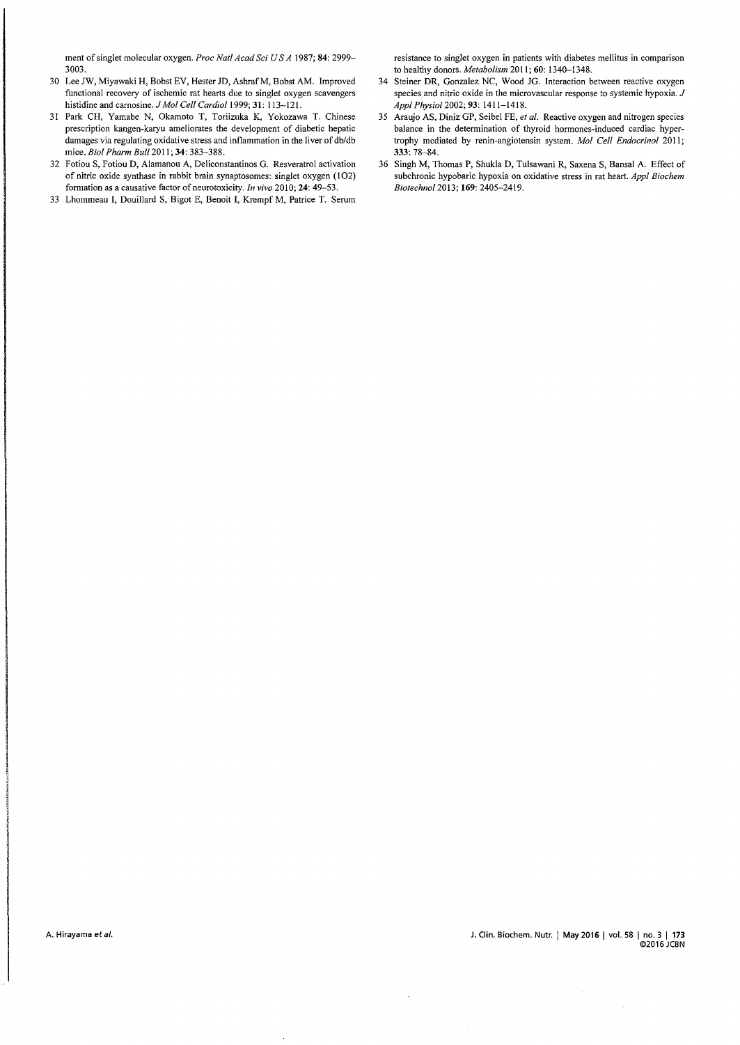ment of singlet molecular oxygen. *Proc Natl Acad Sci U S A* 1987; **84**: 2999–3003.

30 Lee JW, Miyawaki H, Bobst EV, Hester JD, Ashraf M, Bobst AM. Improved functional recovery of ischemic rat hearts due to singlet oxygen scavengers histidine and carnosine. *J Mol Cell Cardiol* 1999; **31**: 113–121.

31 Park CH, Yamabe N, Okamoto T, Toriizuka K, Yokozawa T. Chinese prescription kangen-karyu ameliorates the development of diabetic hepatic damages via regulating oxidative stress and inflammation in the liver of db/db mice. *Biol Pharm Bull* 2011; **34**: 383–388.

32 Fotiou S, Fotiou D, Alamanou A, Deliconstantinos G. Resveratrol activation of nitric oxide synthase in rabbit brain synaptosomes: singlet oxygen (1O2) formation as a causative factor of neurotoxicity. *In vivo* 2010; **24**: 49–53.

33 Lhommeau I, Douillard S, Bigot E, Benoit I, Krempf M, Patrice T. Serum resistance to singlet oxygen in patients with diabetes mellitus in comparison to healthy donors. *Metabolism* 2011; **60**: 1340–1348.

34 Steiner DR, Gonzalez NC, Wood JG. Interaction between reactive oxygen species and nitric oxide in the microvascular response to systemic hypoxia. *J Appl Physiol* 2002; **93**: 1411–1418.

35 Araujo AS, Diniz GP, Seibel FE, *et al.* Reactive oxygen and nitrogen species balance in the determination of thyroid hormones-induced cardiac hypertrophy mediated by renin-angiotensin system. *Mol Cell Endocrinol* 2011; **333**: 78–84.

36 Singh M, Thomas P, Shukla D, Tulsawani R, Saxena S, Bansal A. Effect of subchronic hypobaric hypoxia on oxidative stress in rat heart. *Appl Biochem Biotechnol* 2013; **169**: 2405–2419.